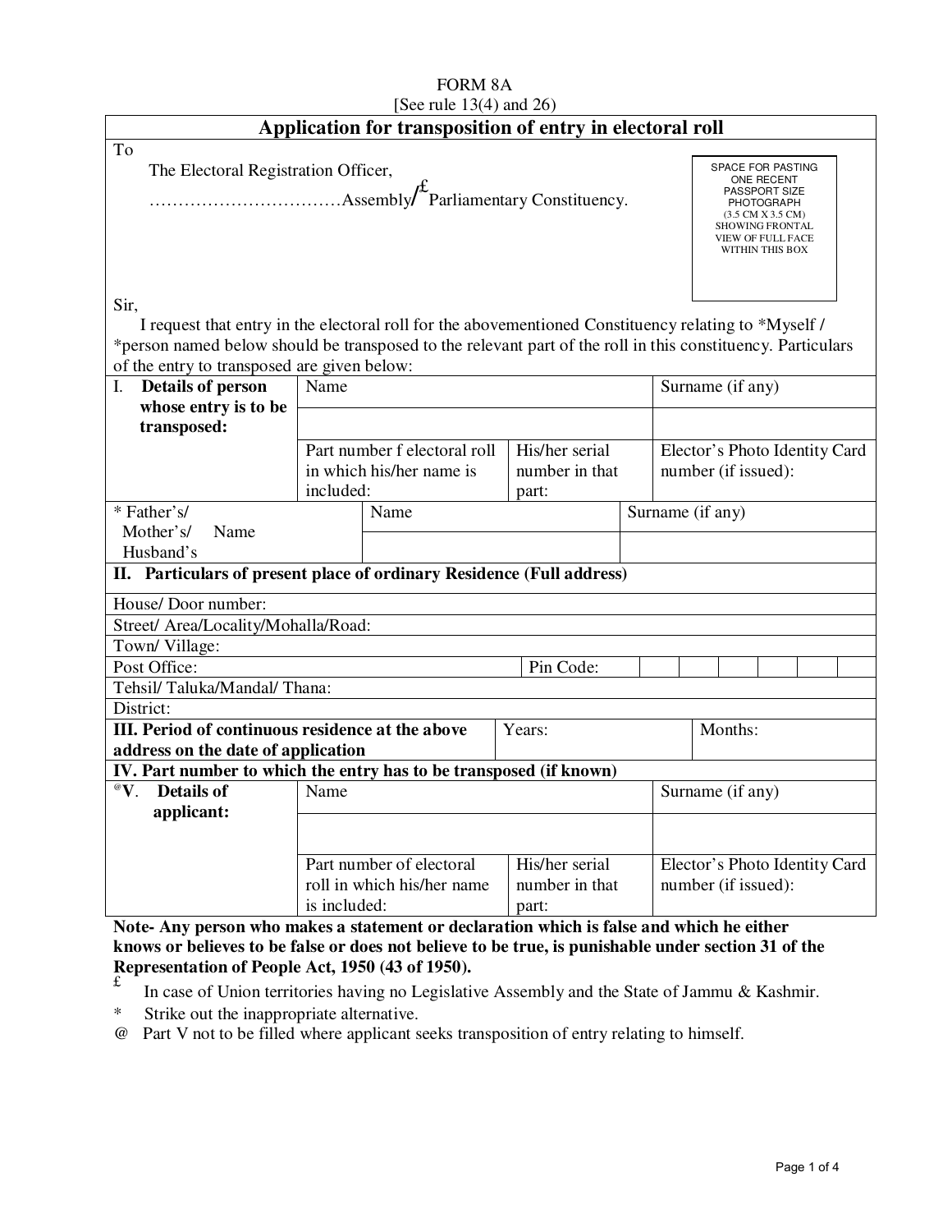FORM 8A

[See rule 13(4) and 26)

## Application for transposition of entry in electoral roll

To

The Electoral Registration Officer,

……………………………Assembly/£ Parliamentary Constituency.

SPACE FOR PASTING ONE RECENT PASSPORT SIZE PHOTOGRAPH (3.5 CM X 3.5 CM) SHOWING FRONTAL VIEW OF FULL FACE WITHIN THIS BOX

Sir,

I request that entry in the electoral roll for the abovementioned Constituency relating to *Myself / *person named below should be transposed to the relevant part of the roll in this constituency. Particulars of the entry to transposed are given below:

| **I. Details of person whose entry is to be transposed:** | Name | | Surname (if any) |
|---|---|---|---|
| | | | |
| | Part number f electoral roll in which his/her name is included: | His/her serial number in that part: | Elector's Photo Identity Card number (if issued): |
| * Father's/ Mother's/ Husband's Name | Name | | Surname (if any) |
| | | | |

**II. Particulars of present place of ordinary Residence (Full address)**

| | |
|---|---|
| House/ Door number: | |
| Street/ Area/Locality/Mohalla/Road: | |
| Town/ Village: | |
| Post Office: | Pin Code: |
| Tehsil/ Taluka/Mandal/ Thana: | |
| District: | |

| **III. Period of continuous residence at the above address on the date of application** | Years: | Months: |
|---|---|---|

**IV. Part number to which the entry has to be transposed (if known)**

| **@V. Details of applicant:** | Name | | Surname (if any) |
|---|---|---|---|
| | | | |
| | Part number of electoral roll in which his/her name is included: | His/her serial number in that part: | Elector's Photo Identity Card number (if issued): |

**Note- Any person who makes a statement or declaration which is false and which he either knows or believes to be false or does not believe to be true, is punishable under section 31 of the Representation of People Act, 1950 (43 of 1950).**

£ In case of Union territories having no Legislative Assembly and the State of Jammu & Kashmir.

* Strike out the inappropriate alternative.

@ Part V not to be filled where applicant seeks transposition of entry relating to himself.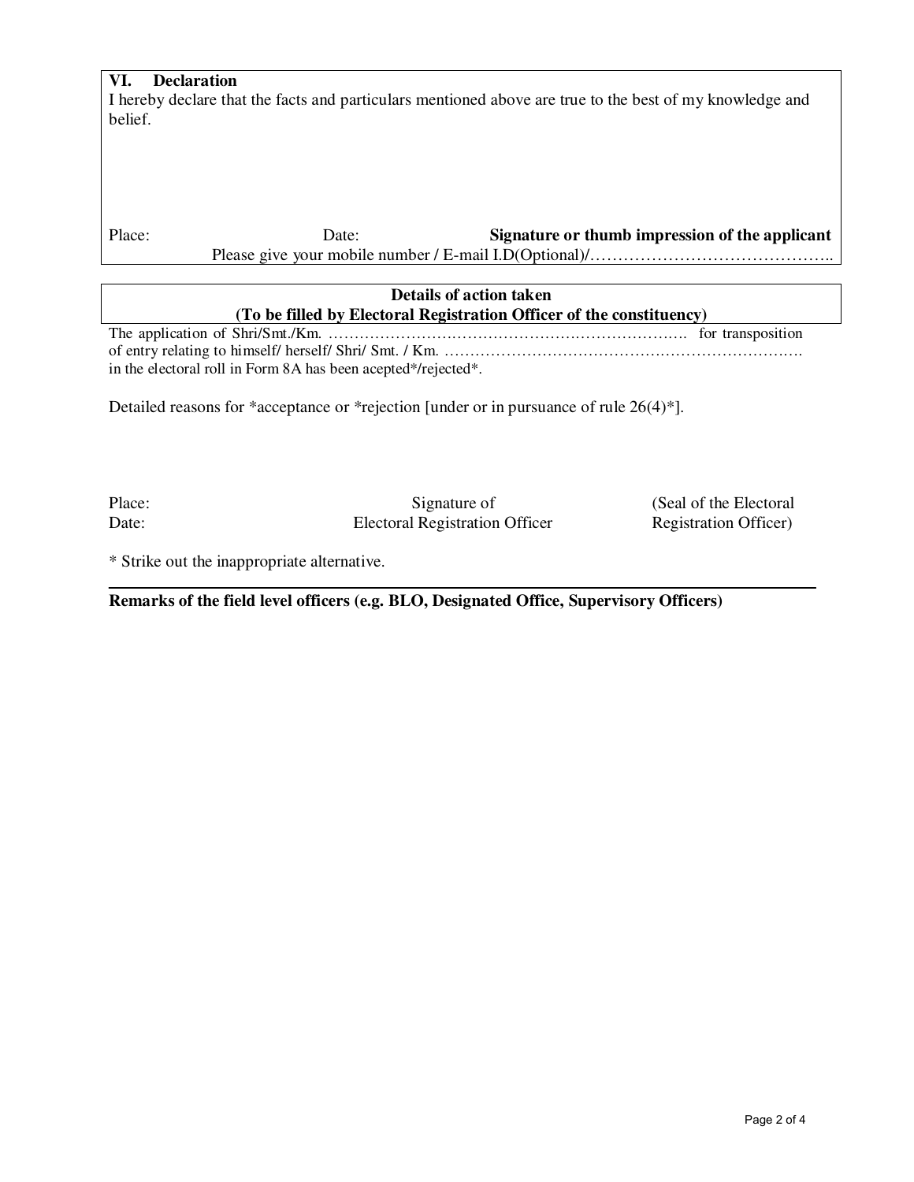### VI. Declaration

I hereby declare that the facts and particulars mentioned above are true to the best of my knowledge and belief.

Place: Date: **Signature or thumb impression of the applicant**

Please give your mobile number / E-mail I.D(Optional)/……………………………………..

**Details of action taken**
**(To be filled by Electoral Registration Officer of the constituency)**

The application of Shri/Smt./Km. ………………………………………………………………. for transposition of entry relating to himself/ herself/ Shri/ Smt. / Km. ……………………………………………………………. in the electoral roll in Form 8A has been acepted*/rejected*.

Detailed reasons for *acceptance or *rejection [under or in pursuance of rule 26(4)*].

Place: Signature of (Seal of the Electoral
Date: Electoral Registration Officer Registration Officer)

* Strike out the inappropriate alternative.

---

**Remarks of the field level officers (e.g. BLO, Designated Office, Supervisory Officers)**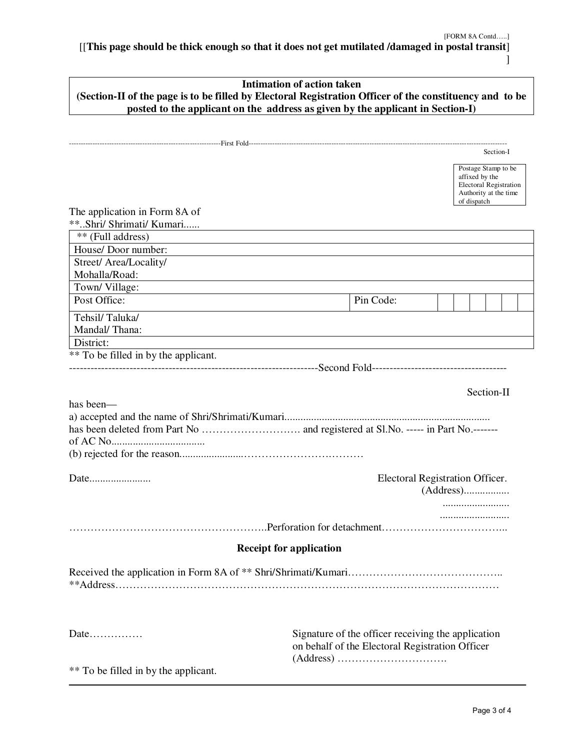[FORM 8A Contd…..]

[[**This page should be thick enough so that it does not get mutilated /damaged in postal transit**]
]

**Intimation of action taken**
**(Section-II of the page is to be filled by Electoral Registration Officer of the constituency and to be posted to the applicant on the address as given by the applicant in Section-I)**

----------------------------------------------------------------First Fold----------------------------------------------------------------

Section-I

Postage Stamp to be affixed by the Electoral Registration Authority at the time of dispatch

The application in Form 8A of
**..Shri/ Shrimati/ Kumari......

| ** (Full address) | | | | | | | |
|---|---|---|---|---|---|---|---|
| House/ Door number: | | | | | | | |
| Street/ Area/Locality/ Mohalla/Road: | | | | | | | |
| Town/ Village: | | | | | | | |
| Post Office: | Pin Code: | | | | | | |
| Tehsil/ Taluka/ Mandal/ Thana: | | | | | | | |
| District: | | | | | | | |

** To be filled in by the applicant.

----------------------------------------------------------------Second Fold----------------------------------------------------------------

Section-II

has been—

a) accepted and the name of Shri/Shrimati/Kumari............................................................................
has been deleted from Part No ………………………. and registered at Sl.No. ----- in Part No.------- of AC No..................................

(b) rejected for the reason......................……………………………

Date.......................

Electoral Registration Officer.
(Address)................
.........................
..........................

………………………………………………..Perforation for detachment……………………………..

**Receipt for application**

Received the application in Form 8A of ** Shri/Shrimati/Kumari……………………………………..
**Address……………………………………………………………………………………………

Date……………

Signature of the officer receiving the application on behalf of the Electoral Registration Officer
(Address) ………………………….

** To be filled in by the applicant.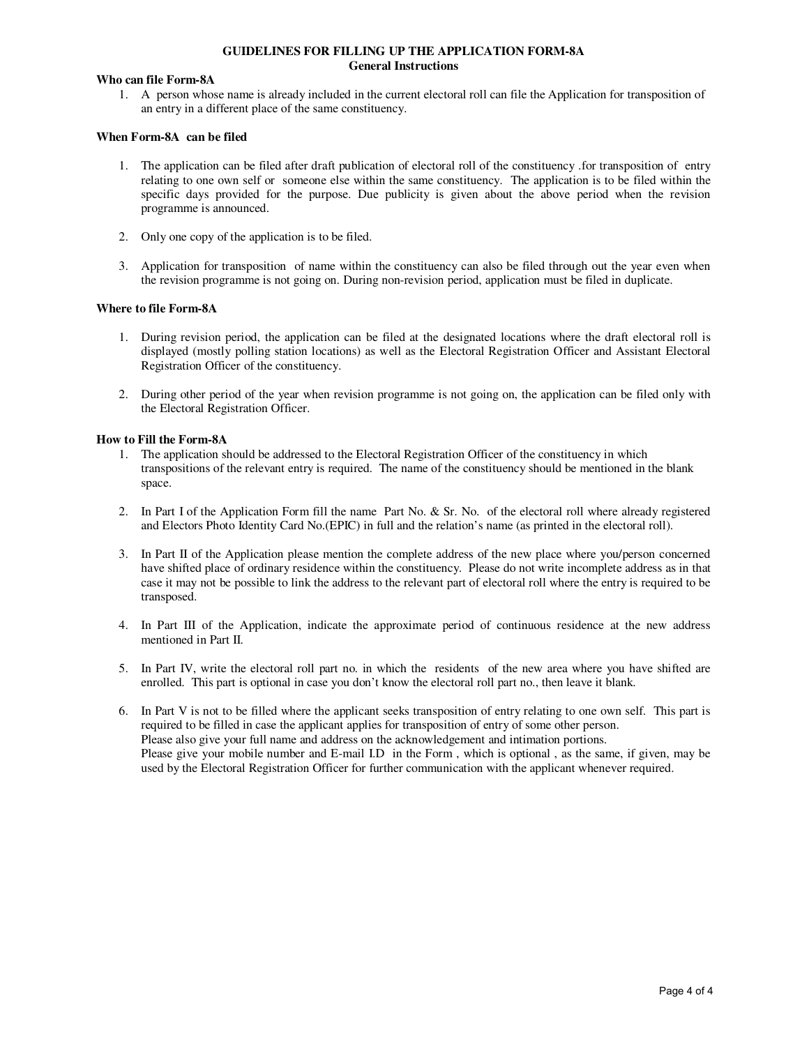# GUIDELINES FOR FILLING UP THE APPLICATION FORM-8A

## General Instructions

### Who can file Form-8A

1. A person whose name is already included in the current electoral roll can file the Application for transposition of an entry in a different place of the same constituency.

### When Form-8A can be filed

1. The application can be filed after draft publication of electoral roll of the constituency .for transposition of entry relating to one own self or someone else within the same constituency. The application is to be filed within the specific days provided for the purpose. Due publicity is given about the above period when the revision programme is announced.

2. Only one copy of the application is to be filed.

3. Application for transposition of name within the constituency can also be filed through out the year even when the revision programme is not going on. During non-revision period, application must be filed in duplicate.

### Where to file Form-8A

1. During revision period, the application can be filed at the designated locations where the draft electoral roll is displayed (mostly polling station locations) as well as the Electoral Registration Officer and Assistant Electoral Registration Officer of the constituency.

2. During other period of the year when revision programme is not going on, the application can be filed only with the Electoral Registration Officer.

### How to Fill the Form-8A

1. The application should be addressed to the Electoral Registration Officer of the constituency in which transpositions of the relevant entry is required. The name of the constituency should be mentioned in the blank space.

2. In Part I of the Application Form fill the name Part No. & Sr. No. of the electoral roll where already registered and Electors Photo Identity Card No.(EPIC) in full and the relation's name (as printed in the electoral roll).

3. In Part II of the Application please mention the complete address of the new place where you/person concerned have shifted place of ordinary residence within the constituency. Please do not write incomplete address as in that case it may not be possible to link the address to the relevant part of electoral roll where the entry is required to be transposed.

4. In Part III of the Application, indicate the approximate period of continuous residence at the new address mentioned in Part II.

5. In Part IV, write the electoral roll part no. in which the residents of the new area where you have shifted are enrolled. This part is optional in case you don't know the electoral roll part no., then leave it blank.

6. In Part V is not to be filled where the applicant seeks transposition of entry relating to one own self. This part is required to be filled in case the applicant applies for transposition of entry of some other person.
   Please also give your full name and address on the acknowledgement and intimation portions.
   Please give your mobile number and E-mail I.D in the Form , which is optional , as the same, if given, may be used by the Electoral Registration Officer for further communication with the applicant whenever required.